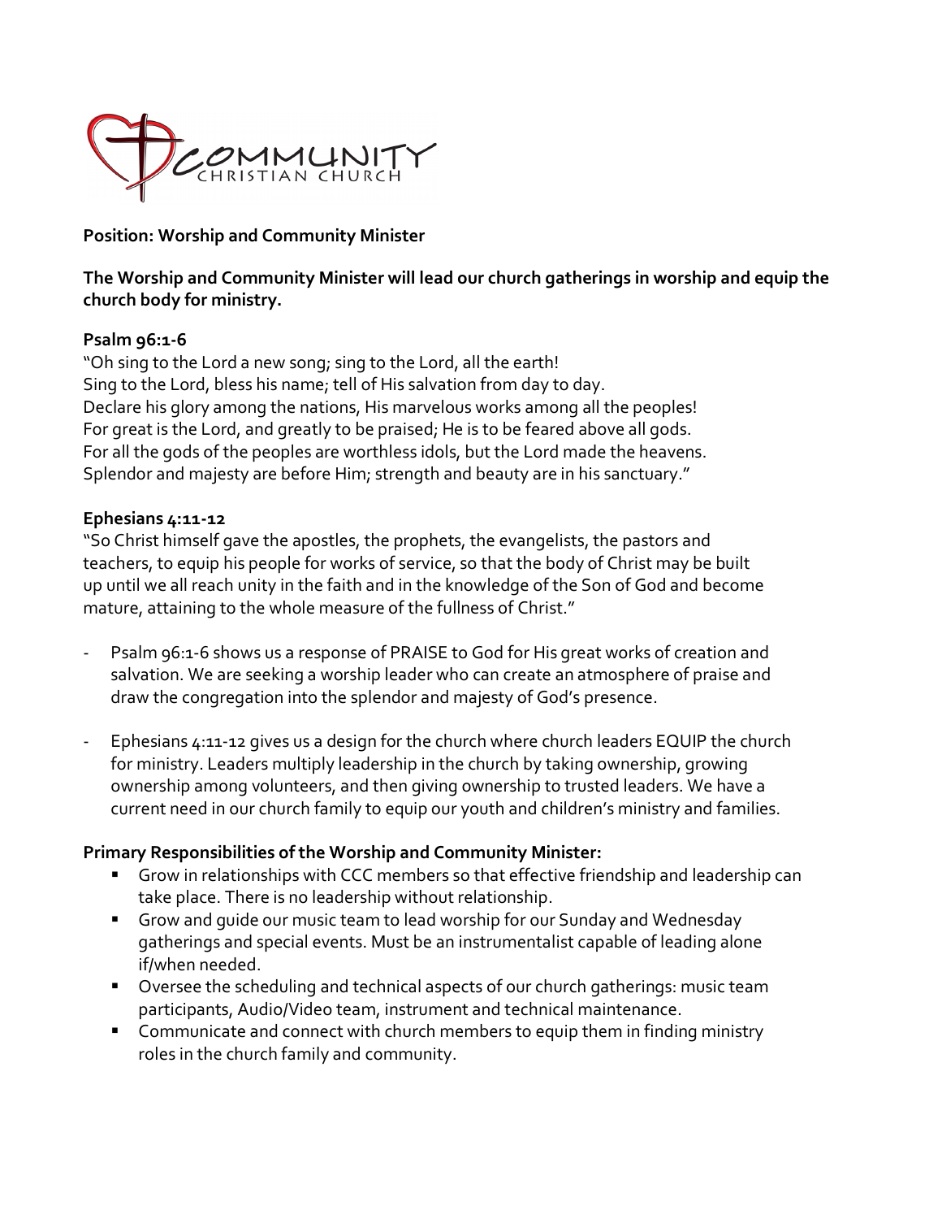COMMUNITY CHRISTIAN CHURCH

**Position: Worship and Community Minister**

**The Worship and Community Minister will lead our church gatherings in worship and equip the church body for ministry.**

**Psalm 96:1-6**

"Oh sing to the Lord a new song; sing to the Lord, all the earth!
Sing to the Lord, bless his name; tell of His salvation from day to day.
Declare his glory among the nations, His marvelous works among all the peoples!
For great is the Lord, and greatly to be praised; He is to be feared above all gods.
For all the gods of the peoples are worthless idols, but the Lord made the heavens.
Splendor and majesty are before Him; strength and beauty are in his sanctuary."

**Ephesians 4:11-12**

"So Christ himself gave the apostles, the prophets, the evangelists, the pastors and teachers, to equip his people for works of service, so that the body of Christ may be built up until we all reach unity in the faith and in the knowledge of the Son of God and become mature, attaining to the whole measure of the fullness of Christ."

- Psalm 96:1-6 shows us a response of PRAISE to God for His great works of creation and salvation. We are seeking a worship leader who can create an atmosphere of praise and draw the congregation into the splendor and majesty of God's presence.

- Ephesians 4:11-12 gives us a design for the church where church leaders EQUIP the church for ministry. Leaders multiply leadership in the church by taking ownership, growing ownership among volunteers, and then giving ownership to trusted leaders. We have a current need in our church family to equip our youth and children's ministry and families.

**Primary Responsibilities of the Worship and Community Minister:**

- Grow in relationships with CCC members so that effective friendship and leadership can take place. There is no leadership without relationship.
- Grow and guide our music team to lead worship for our Sunday and Wednesday gatherings and special events. Must be an instrumentalist capable of leading alone if/when needed.
- Oversee the scheduling and technical aspects of our church gatherings: music team participants, Audio/Video team, instrument and technical maintenance.
- Communicate and connect with church members to equip them in finding ministry roles in the church family and community.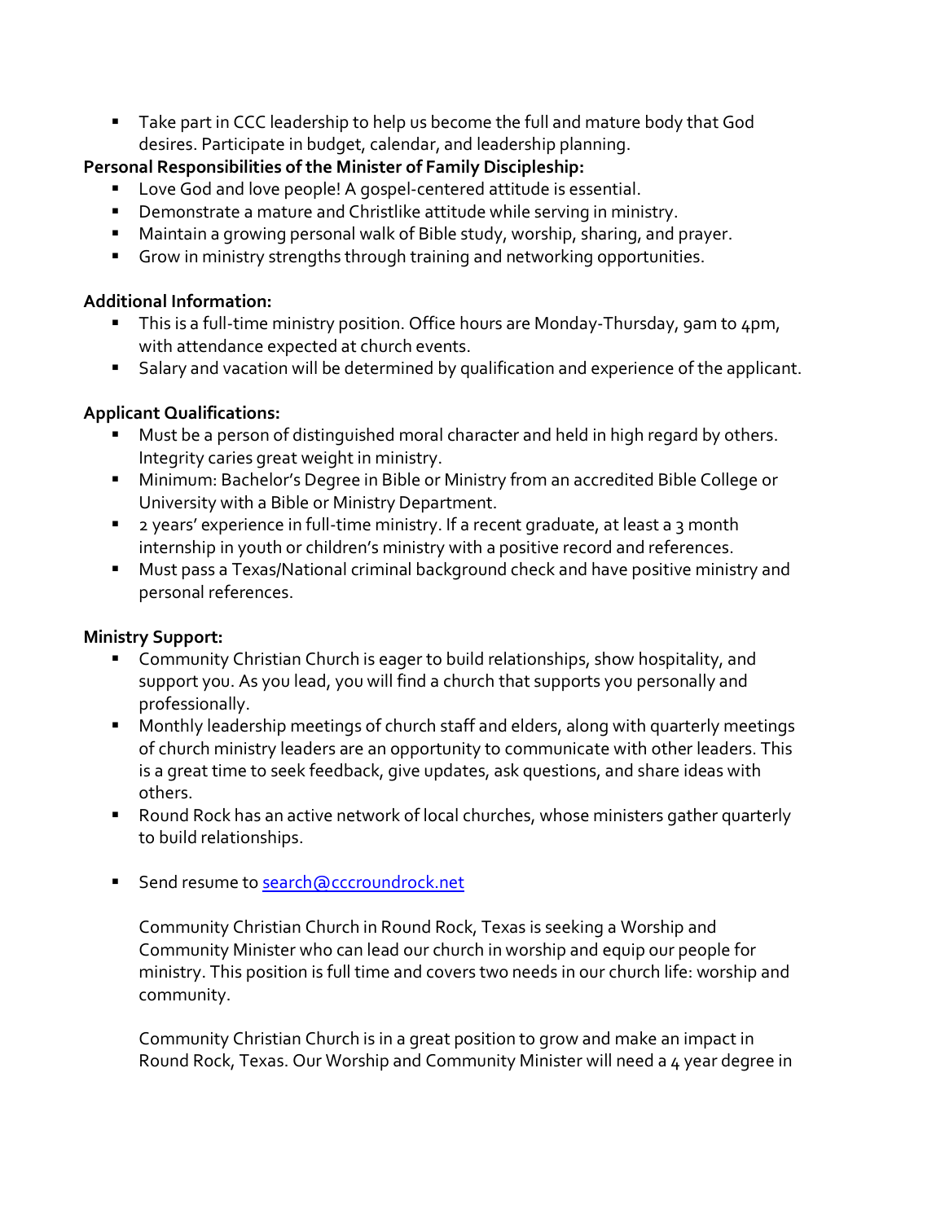- Take part in CCC leadership to help us become the full and mature body that God desires. Participate in budget, calendar, and leadership planning.

**Personal Responsibilities of the Minister of Family Discipleship:**

- Love God and love people! A gospel-centered attitude is essential.
- Demonstrate a mature and Christlike attitude while serving in ministry.
- Maintain a growing personal walk of Bible study, worship, sharing, and prayer.
- Grow in ministry strengths through training and networking opportunities.

**Additional Information:**

- This is a full-time ministry position. Office hours are Monday-Thursday, 9am to 4pm, with attendance expected at church events.
- Salary and vacation will be determined by qualification and experience of the applicant.

**Applicant Qualifications:**

- Must be a person of distinguished moral character and held in high regard by others. Integrity caries great weight in ministry.
- Minimum: Bachelor's Degree in Bible or Ministry from an accredited Bible College or University with a Bible or Ministry Department.
- 2 years' experience in full-time ministry. If a recent graduate, at least a 3 month internship in youth or children's ministry with a positive record and references.
- Must pass a Texas/National criminal background check and have positive ministry and personal references.

**Ministry Support:**

- Community Christian Church is eager to build relationships, show hospitality, and support you. As you lead, you will find a church that supports you personally and professionally.
- Monthly leadership meetings of church staff and elders, along with quarterly meetings of church ministry leaders are an opportunity to communicate with other leaders. This is a great time to seek feedback, give updates, ask questions, and share ideas with others.
- Round Rock has an active network of local churches, whose ministers gather quarterly to build relationships.

- Send resume to search@cccroundrock.net

  Community Christian Church in Round Rock, Texas is seeking a Worship and Community Minister who can lead our church in worship and equip our people for ministry. This position is full time and covers two needs in our church life: worship and community.

  Community Christian Church is in a great position to grow and make an impact in Round Rock, Texas. Our Worship and Community Minister will need a 4 year degree in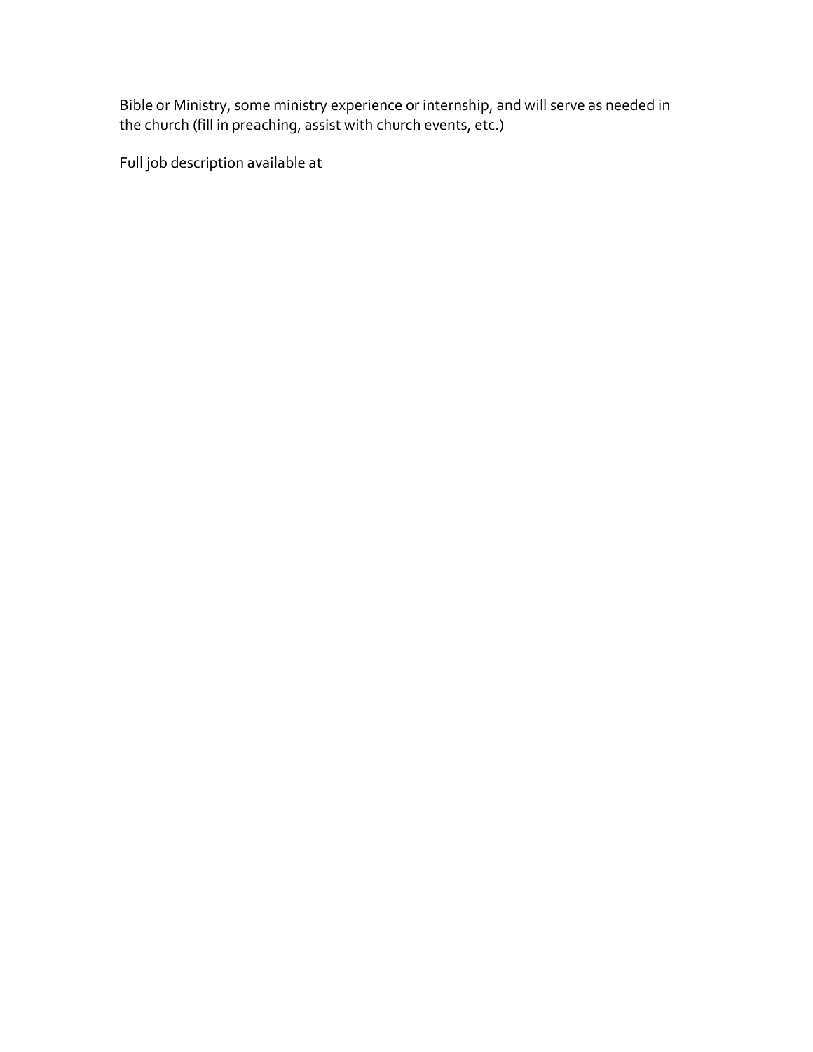Bible or Ministry, some ministry experience or internship, and will serve as needed in the church (fill in preaching, assist with church events, etc.)

Full job description available at